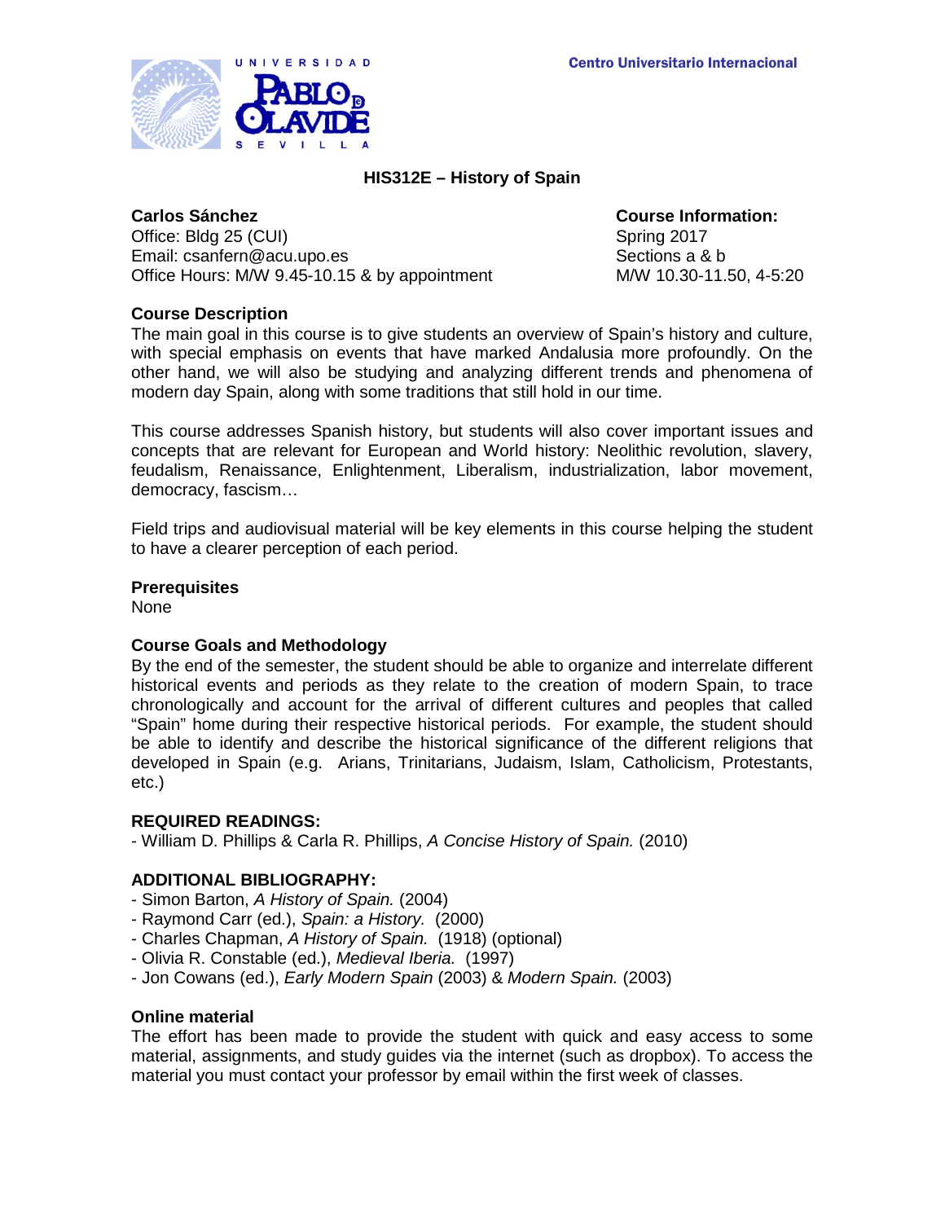Centro Universitario Internacional

UNIVERSIDAD PABLO DE OLAVIDE SEVILLA

# HIS312E – History of Spain

**Carlos Sánchez**
Office: Bldg 25 (CUI)
Email: csanfern@acu.upo.es
Office Hours: M/W 9.45-10.15 & by appointment

**Course Information:**
Spring 2017
Sections a & b
M/W 10.30-11.50, 4-5:20

## Course Description

The main goal in this course is to give students an overview of Spain's history and culture, with special emphasis on events that have marked Andalusia more profoundly. On the other hand, we will also be studying and analyzing different trends and phenomena of modern day Spain, along with some traditions that still hold in our time.

This course addresses Spanish history, but students will also cover important issues and concepts that are relevant for European and World history: Neolithic revolution, slavery, feudalism, Renaissance, Enlightenment, Liberalism, industrialization, labor movement, democracy, fascism…

Field trips and audiovisual material will be key elements in this course helping the student to have a clearer perception of each period.

## Prerequisites

None

## Course Goals and Methodology

By the end of the semester, the student should be able to organize and interrelate different historical events and periods as they relate to the creation of modern Spain, to trace chronologically and account for the arrival of different cultures and peoples that called "Spain" home during their respective historical periods. For example, the student should be able to identify and describe the historical significance of the different religions that developed in Spain (e.g. Arians, Trinitarians, Judaism, Islam, Catholicism, Protestants, etc.)

## REQUIRED READINGS:

- William D. Phillips & Carla R. Phillips, *A Concise History of Spain.* (2010)

## ADDITIONAL BIBLIOGRAPHY:

- Simon Barton, *A History of Spain.* (2004)
- Raymond Carr (ed.), *Spain: a History.* (2000)
- Charles Chapman, *A History of Spain.* (1918) (optional)
- Olivia R. Constable (ed.), *Medieval Iberia.* (1997)
- Jon Cowans (ed.), *Early Modern Spain* (2003) & *Modern Spain.* (2003)

## Online material

The effort has been made to provide the student with quick and easy access to some material, assignments, and study guides via the internet (such as dropbox). To access the material you must contact your professor by email within the first week of classes.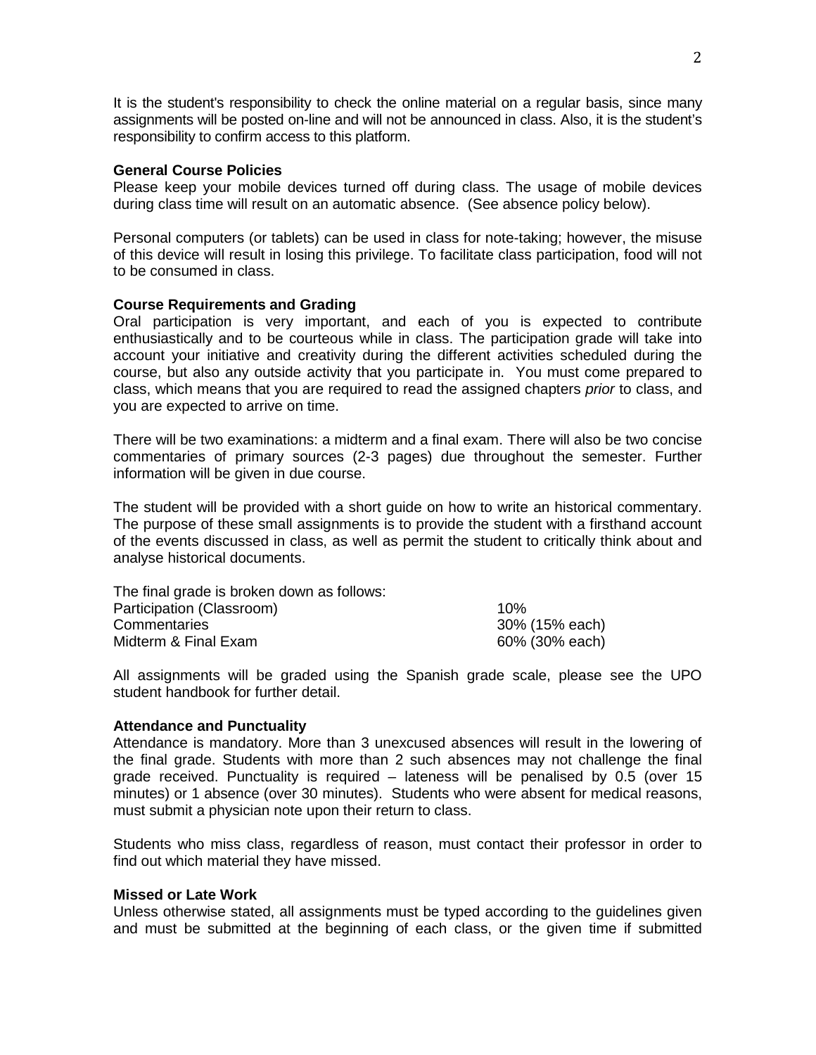It is the student's responsibility to check the online material on a regular basis, since many assignments will be posted on-line and will not be announced in class. Also, it is the student's responsibility to confirm access to this platform.

**General Course Policies**

Please keep your mobile devices turned off during class. The usage of mobile devices during class time will result on an automatic absence. (See absence policy below).

Personal computers (or tablets) can be used in class for note-taking; however, the misuse of this device will result in losing this privilege. To facilitate class participation, food will not to be consumed in class.

**Course Requirements and Grading**

Oral participation is very important, and each of you is expected to contribute enthusiastically and to be courteous while in class. The participation grade will take into account your initiative and creativity during the different activities scheduled during the course, but also any outside activity that you participate in. You must come prepared to class, which means that you are required to read the assigned chapters *prior* to class, and you are expected to arrive on time.

There will be two examinations: a midterm and a final exam. There will also be two concise commentaries of primary sources (2-3 pages) due throughout the semester. Further information will be given in due course.

The student will be provided with a short guide on how to write an historical commentary. The purpose of these small assignments is to provide the student with a firsthand account of the events discussed in class, as well as permit the student to critically think about and analyse historical documents.

The final grade is broken down as follows:

| | |
|---|---|
| Participation (Classroom) | 10% |
| Commentaries | 30% (15% each) |
| Midterm & Final Exam | 60% (30% each) |

All assignments will be graded using the Spanish grade scale, please see the UPO student handbook for further detail.

**Attendance and Punctuality**

Attendance is mandatory. More than 3 unexcused absences will result in the lowering of the final grade. Students with more than 2 such absences may not challenge the final grade received. Punctuality is required – lateness will be penalised by 0.5 (over 15 minutes) or 1 absence (over 30 minutes). Students who were absent for medical reasons, must submit a physician note upon their return to class.

Students who miss class, regardless of reason, must contact their professor in order to find out which material they have missed.

**Missed or Late Work**

Unless otherwise stated, all assignments must be typed according to the guidelines given and must be submitted at the beginning of each class, or the given time if submitted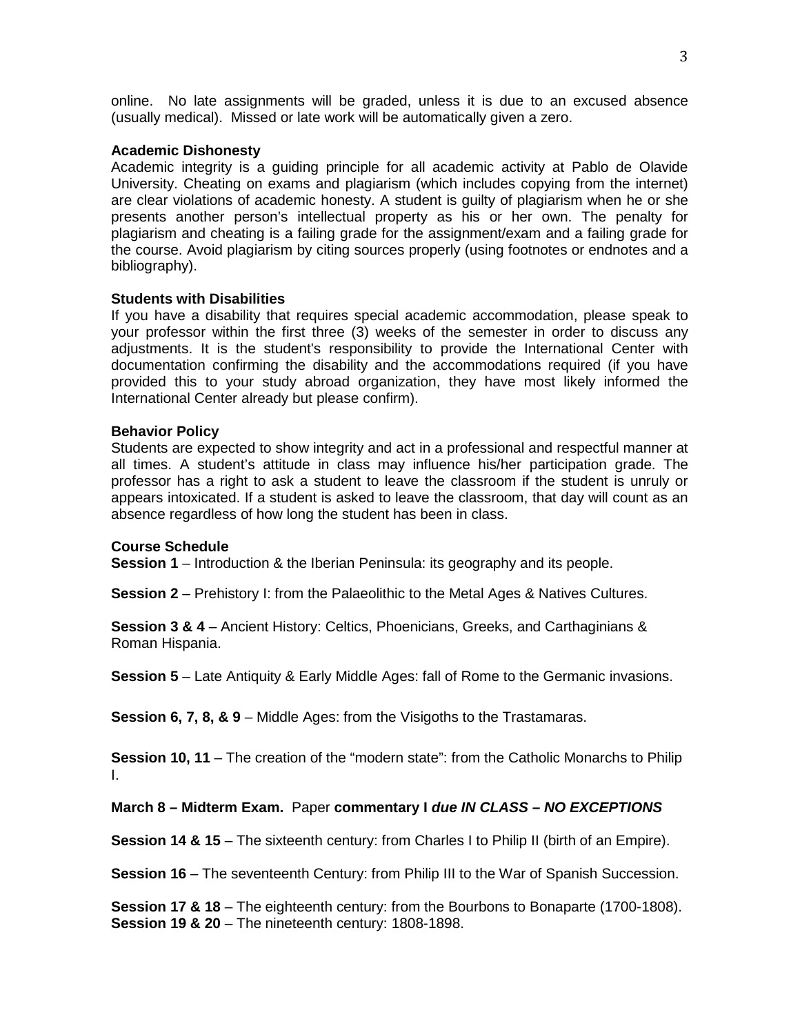online. No late assignments will be graded, unless it is due to an excused absence (usually medical). Missed or late work will be automatically given a zero.

**Academic Dishonesty**
Academic integrity is a guiding principle for all academic activity at Pablo de Olavide University. Cheating on exams and plagiarism (which includes copying from the internet) are clear violations of academic honesty. A student is guilty of plagiarism when he or she presents another person's intellectual property as his or her own. The penalty for plagiarism and cheating is a failing grade for the assignment/exam and a failing grade for the course. Avoid plagiarism by citing sources properly (using footnotes or endnotes and a bibliography).

**Students with Disabilities**
If you have a disability that requires special academic accommodation, please speak to your professor within the first three (3) weeks of the semester in order to discuss any adjustments. It is the student's responsibility to provide the International Center with documentation confirming the disability and the accommodations required (if you have provided this to your study abroad organization, they have most likely informed the International Center already but please confirm).

**Behavior Policy**
Students are expected to show integrity and act in a professional and respectful manner at all times. A student's attitude in class may influence his/her participation grade. The professor has a right to ask a student to leave the classroom if the student is unruly or appears intoxicated. If a student is asked to leave the classroom, that day will count as an absence regardless of how long the student has been in class.

**Course Schedule**
**Session 1** – Introduction & the Iberian Peninsula: its geography and its people.

**Session 2** – Prehistory I: from the Palaeolithic to the Metal Ages & Natives Cultures.

**Session 3 & 4** – Ancient History: Celtics, Phoenicians, Greeks, and Carthaginians & Roman Hispania.

**Session 5** – Late Antiquity & Early Middle Ages: fall of Rome to the Germanic invasions.

**Session 6, 7, 8, & 9** – Middle Ages: from the Visigoths to the Trastamaras.

**Session 10, 11** – The creation of the "modern state": from the Catholic Monarchs to Philip I.

**March 8 – Midterm Exam.** Paper **commentary I *due IN CLASS – NO EXCEPTIONS***

**Session 14 & 15** – The sixteenth century: from Charles I to Philip II (birth of an Empire).

**Session 16** – The seventeenth Century: from Philip III to the War of Spanish Succession.

**Session 17 & 18** – The eighteenth century: from the Bourbons to Bonaparte (1700-1808).
**Session 19 & 20** – The nineteenth century: 1808-1898.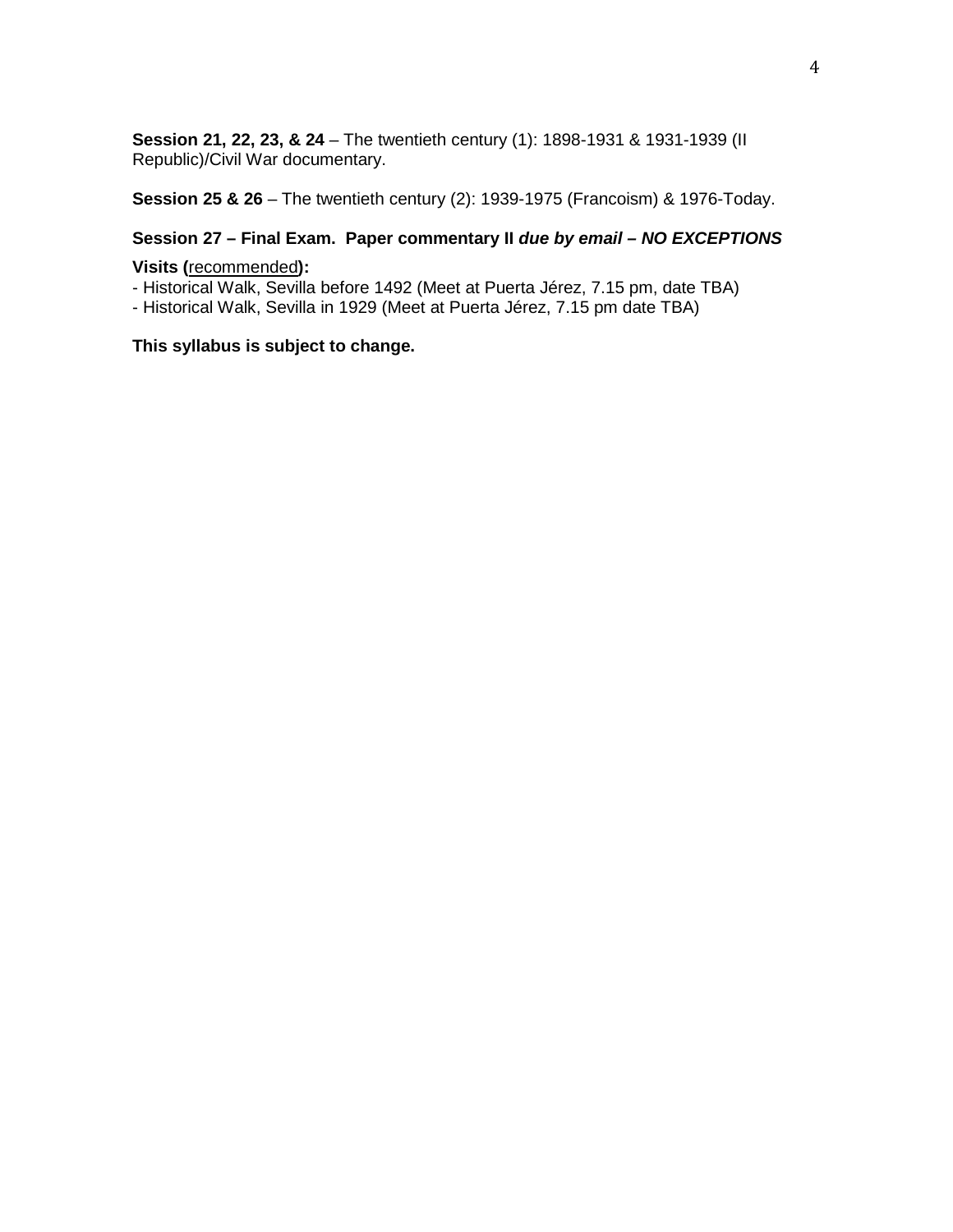**Session 21, 22, 23, & 24** – The twentieth century (1): 1898-1931 & 1931-1939 (II Republic)/Civil War documentary.

**Session 25 & 26** – The twentieth century (2): 1939-1975 (Francoism) & 1976-Today.

**Session 27 – Final Exam. Paper commentary II *due by email – NO EXCEPTIONS***

**Visits (**recommended**):**

- Historical Walk, Sevilla before 1492 (Meet at Puerta Jérez, 7.15 pm, date TBA)
- Historical Walk, Sevilla in 1929 (Meet at Puerta Jérez, 7.15 pm date TBA)

**This syllabus is subject to change.**